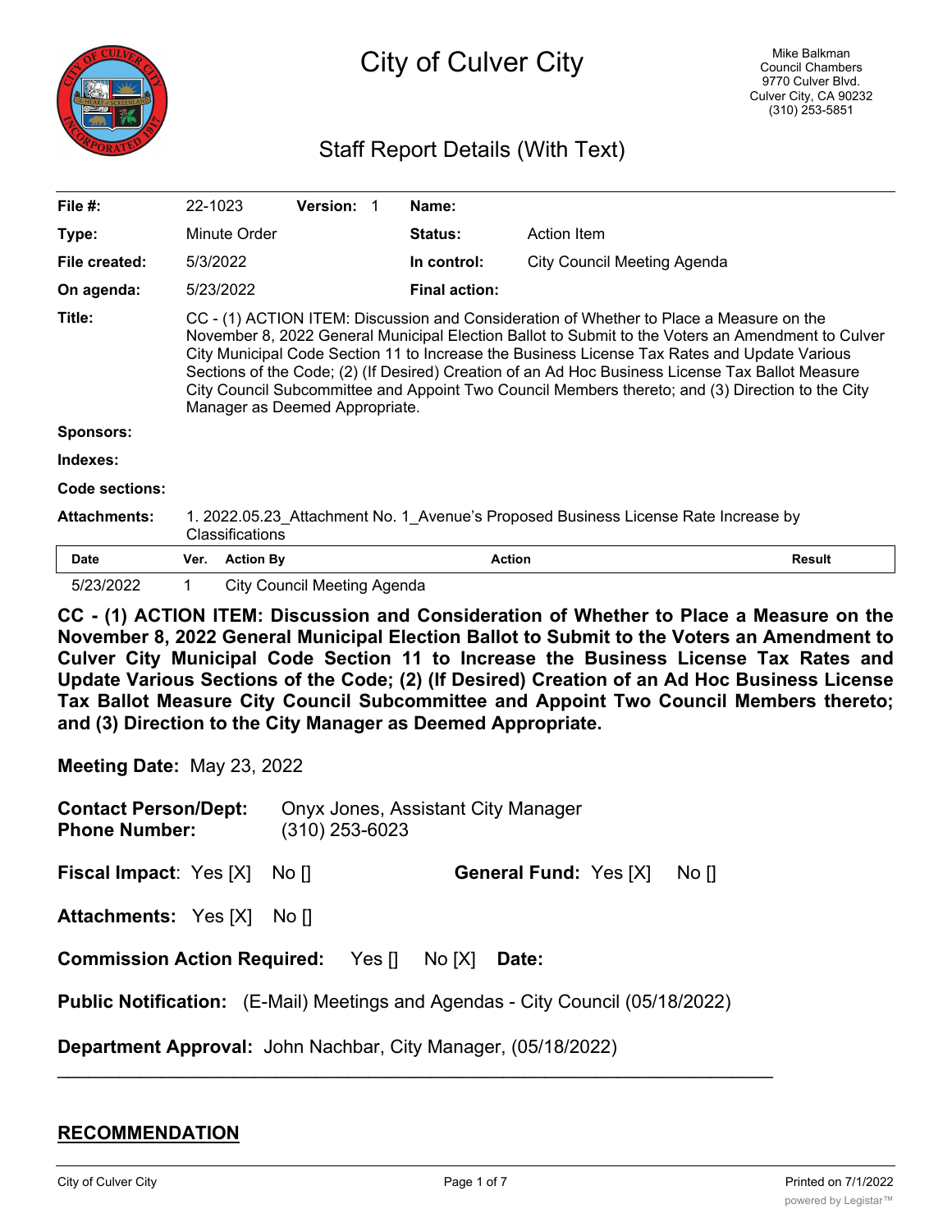# City of Culver City

Mike Balkman
Council Chambers
9770 Culver Blvd.
Culver City, CA 90232
(310) 253-5851

## Staff Report Details (With Text)

| | | | | | |
|---|---|---|---|---|---|
| **File #:** | 22-1023 | **Version:** 1 | | **Name:** | |
| **Type:** | Minute Order | | | **Status:** | Action Item |
| **File created:** | 5/3/2022 | | | **In control:** | City Council Meeting Agenda |
| **On agenda:** | 5/23/2022 | | | **Final action:** | |

**Title:** CC - (1) ACTION ITEM: Discussion and Consideration of Whether to Place a Measure on the November 8, 2022 General Municipal Election Ballot to Submit to the Voters an Amendment to Culver City Municipal Code Section 11 to Increase the Business License Tax Rates and Update Various Sections of the Code; (2) (If Desired) Creation of an Ad Hoc Business License Tax Ballot Measure City Council Subcommittee and Appoint Two Council Members thereto; and (3) Direction to the City Manager as Deemed Appropriate.

**Sponsors:**

**Indexes:**

**Code sections:**

**Attachments:** 1. 2022.05.23_Attachment No. 1_Avenue's Proposed Business License Rate Increase by Classifications

| Date | Ver. | Action By | Action | Result |
|---|---|---|---|---|
| 5/23/2022 | 1 | City Council Meeting Agenda | | |

**CC - (1) ACTION ITEM: Discussion and Consideration of Whether to Place a Measure on the November 8, 2022 General Municipal Election Ballot to Submit to the Voters an Amendment to Culver City Municipal Code Section 11 to Increase the Business License Tax Rates and Update Various Sections of the Code; (2) (If Desired) Creation of an Ad Hoc Business License Tax Ballot Measure City Council Subcommittee and Appoint Two Council Members thereto; and (3) Direction to the City Manager as Deemed Appropriate.**

**Meeting Date:** May 23, 2022

**Contact Person/Dept:** Onyx Jones, Assistant City Manager
**Phone Number:** (310) 253-6023

**Fiscal Impact**: Yes [X] No [] **General Fund:** Yes [X] No []

**Attachments:** Yes [X] No []

**Commission Action Required:** Yes [] No [X] **Date:**

**Public Notification:** (E-Mail) Meetings and Agendas - City Council (05/18/2022)

**Department Approval:** John Nachbar, City Manager, (05/18/2022)

---

## RECOMMENDATION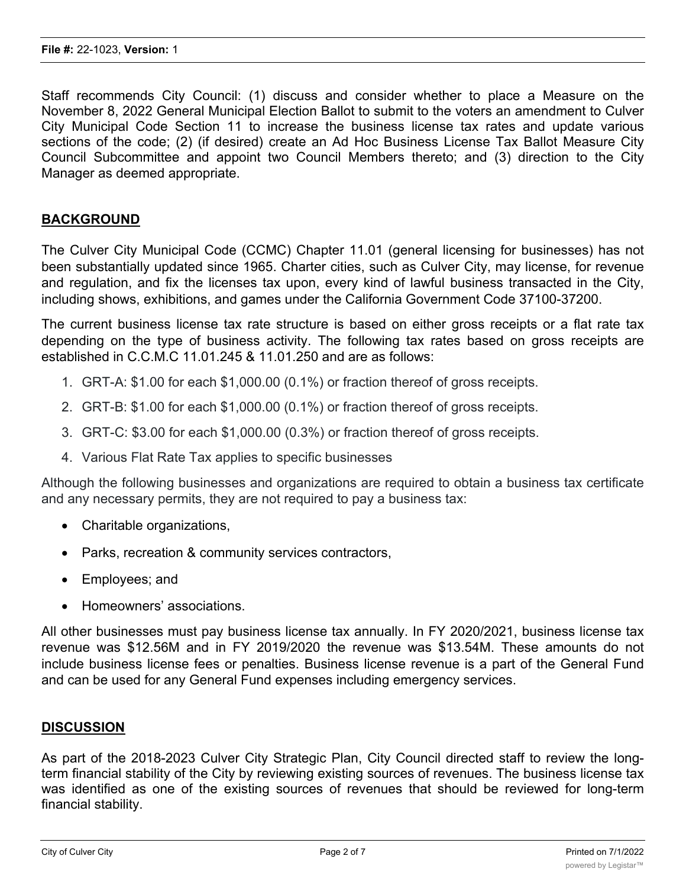Staff recommends City Council: (1) discuss and consider whether to place a Measure on the November 8, 2022 General Municipal Election Ballot to submit to the voters an amendment to Culver City Municipal Code Section 11 to increase the business license tax rates and update various sections of the code; (2) (if desired) create an Ad Hoc Business License Tax Ballot Measure City Council Subcommittee and appoint two Council Members thereto; and (3) direction to the City Manager as deemed appropriate.

## BACKGROUND

The Culver City Municipal Code (CCMC) Chapter 11.01 (general licensing for businesses) has not been substantially updated since 1965. Charter cities, such as Culver City, may license, for revenue and regulation, and fix the licenses tax upon, every kind of lawful business transacted in the City, including shows, exhibitions, and games under the California Government Code 37100-37200.

The current business license tax rate structure is based on either gross receipts or a flat rate tax depending on the type of business activity. The following tax rates based on gross receipts are established in C.C.M.C 11.01.245 & 11.01.250 and are as follows:

1. GRT-A: $1.00 for each $1,000.00 (0.1%) or fraction thereof of gross receipts.
2. GRT-B: $1.00 for each $1,000.00 (0.1%) or fraction thereof of gross receipts.
3. GRT-C: $3.00 for each $1,000.00 (0.3%) or fraction thereof of gross receipts.
4. Various Flat Rate Tax applies to specific businesses

Although the following businesses and organizations are required to obtain a business tax certificate and any necessary permits, they are not required to pay a business tax:

- Charitable organizations,
- Parks, recreation & community services contractors,
- Employees; and
- Homeowners' associations.

All other businesses must pay business license tax annually. In FY 2020/2021, business license tax revenue was $12.56M and in FY 2019/2020 the revenue was $13.54M. These amounts do not include business license fees or penalties. Business license revenue is a part of the General Fund and can be used for any General Fund expenses including emergency services.

## DISCUSSION

As part of the 2018-2023 Culver City Strategic Plan, City Council directed staff to review the long-term financial stability of the City by reviewing existing sources of revenues. The business license tax was identified as one of the existing sources of revenues that should be reviewed for long-term financial stability.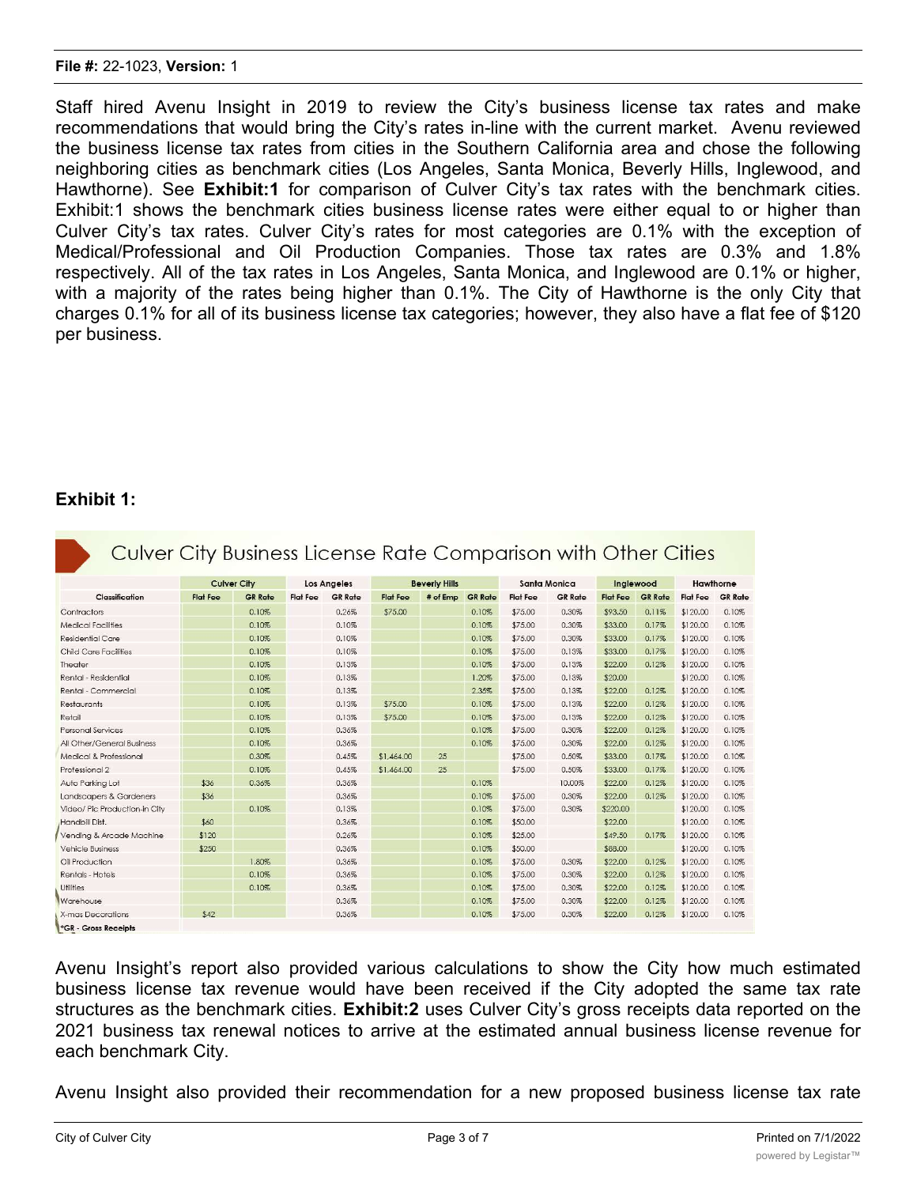Staff hired Avenu Insight in 2019 to review the City's business license tax rates and make recommendations that would bring the City's rates in-line with the current market. Avenu reviewed the business license tax rates from cities in the Southern California area and chose the following neighboring cities as benchmark cities (Los Angeles, Santa Monica, Beverly Hills, Inglewood, and Hawthorne). See **Exhibit:1** for comparison of Culver City's tax rates with the benchmark cities. Exhibit:1 shows the benchmark cities business license rates were either equal to or higher than Culver City's tax rates. Culver City's rates for most categories are 0.1% with the exception of Medical/Professional and Oil Production Companies. Those tax rates are 0.3% and 1.8% respectively. All of the tax rates in Los Angeles, Santa Monica, and Inglewood are 0.1% or higher, with a majority of the rates being higher than 0.1%. The City of Hawthorne is the only City that charges 0.1% for all of its business license tax categories; however, they also have a flat fee of $120 per business.

**Exhibit 1:**

## Culver City Business License Rate Comparison with Other Cities

| | Culver City | | Los Angeles | | Beverly Hills | | | Santa Monica | | Inglewood | | Hawthorne | |
|---|---|---|---|---|---|---|---|---|---|---|---|---|---|
| **Classification** | **Flat Fee** | **GR Rate** | **Flat Fee** | **GR Rate** | **Flat Fee** | **# of Emp** | **GR Rate** | **Flat Fee** | **GR Rate** | **Flat Fee** | **GR Rate** | **Flat Fee** | **GR Rate** |
| Contractors | | 0.10% | | 0.26% | $75.00 | | 0.10% | $75.00 | 0.30% | $93.50 | 0.11% | $120.00 | 0.10% |
| Medical Facilities | | 0.10% | | 0.10% | | | 0.10% | $75.00 | 0.30% | $33.00 | 0.17% | $120.00 | 0.10% |
| Residential Care | | 0.10% | | 0.10% | | | 0.10% | $75.00 | 0.30% | $33.00 | 0.17% | $120.00 | 0.10% |
| Child Care Facilities | | 0.10% | | 0.10% | | | 0.10% | $75.00 | 0.13% | $33.00 | 0.17% | $120.00 | 0.10% |
| Theater | | 0.10% | | 0.13% | | | 0.10% | $75.00 | 0.13% | $22.00 | 0.12% | $120.00 | 0.10% |
| Rental - Residential | | 0.10% | | 0.13% | | | 1.20% | $75.00 | 0.13% | $20.00 | | $120.00 | 0.10% |
| Rental - Commercial | | 0.10% | | 0.13% | | | 2.35% | $75.00 | 0.13% | $22.00 | 0.12% | $120.00 | 0.10% |
| Restaurants | | 0.10% | | 0.13% | $75.00 | | 0.10% | $75.00 | 0.13% | $22.00 | 0.12% | $120.00 | 0.10% |
| Retail | | 0.10% | | 0.13% | $75.00 | | 0.10% | $75.00 | 0.13% | $22.00 | 0.12% | $120.00 | 0.10% |
| Personal Services | | 0.10% | | 0.36% | | | 0.10% | $75.00 | 0.30% | $22.00 | 0.12% | $120.00 | 0.10% |
| All Other/General Business | | 0.10% | | 0.36% | | | 0.10% | $75.00 | 0.30% | $22.00 | 0.12% | $120.00 | 0.10% |
| Medical & Professional | | 0.30% | | 0.45% | $1,464.00 | 25 | | $75.00 | 0.50% | $33.00 | 0.17% | $120.00 | 0.10% |
| Professional 2 | | 0.10% | | 0.45% | $1,464.00 | 25 | | $75.00 | 0.50% | $33.00 | 0.17% | $120.00 | 0.10% |
| Auto Parking Lot | $36 | 0.36% | | 0.36% | | | 0.10% | | 10.00% | $22.00 | 0.12% | $120.00 | 0.10% |
| Landscapers & Gardeners | $36 | | | 0.36% | | | 0.10% | $75.00 | 0.30% | $22.00 | 0.12% | $120.00 | 0.10% |
| Video/ Pic Production-In City | | 0.10% | | 0.13% | | | 0.10% | $75.00 | 0.30% | $220.00 | | $120.00 | 0.10% |
| Handbill Dist. | $60 | | | 0.36% | | | 0.10% | $50.00 | | $22.00 | | $120.00 | 0.10% |
| Vending & Arcade Machine | $120 | | | 0.26% | | | 0.10% | $25.00 | | $49.50 | 0.17% | $120.00 | 0.10% |
| Vehicle Business | $250 | | | 0.36% | | | 0.10% | $50.00 | | $88.00 | | $120.00 | 0.10% |
| Oil Production | | 1.80% | | 0.36% | | | 0.10% | $75.00 | 0.30% | $22.00 | 0.12% | $120.00 | 0.10% |
| Rentals - Hotels | | 0.10% | | 0.36% | | | 0.10% | $75.00 | 0.30% | $22.00 | 0.12% | $120.00 | 0.10% |
| Utilities | | 0.10% | | 0.36% | | | 0.10% | $75.00 | 0.30% | $22.00 | 0.12% | $120.00 | 0.10% |
| Warehouse | | | | 0.36% | | | 0.10% | $75.00 | 0.30% | $22.00 | 0.12% | $120.00 | 0.10% |
| X-mas Decorations | $42 | | | 0.36% | | | 0.10% | $75.00 | 0.30% | $22.00 | 0.12% | $120.00 | 0.10% |

*GR - Gross Receipts

Avenu Insight's report also provided various calculations to show the City how much estimated business license tax revenue would have been received if the City adopted the same tax rate structures as the benchmark cities. **Exhibit:2** uses Culver City's gross receipts data reported on the 2021 business tax renewal notices to arrive at the estimated annual business license revenue for each benchmark City.

Avenu Insight also provided their recommendation for a new proposed business license tax rate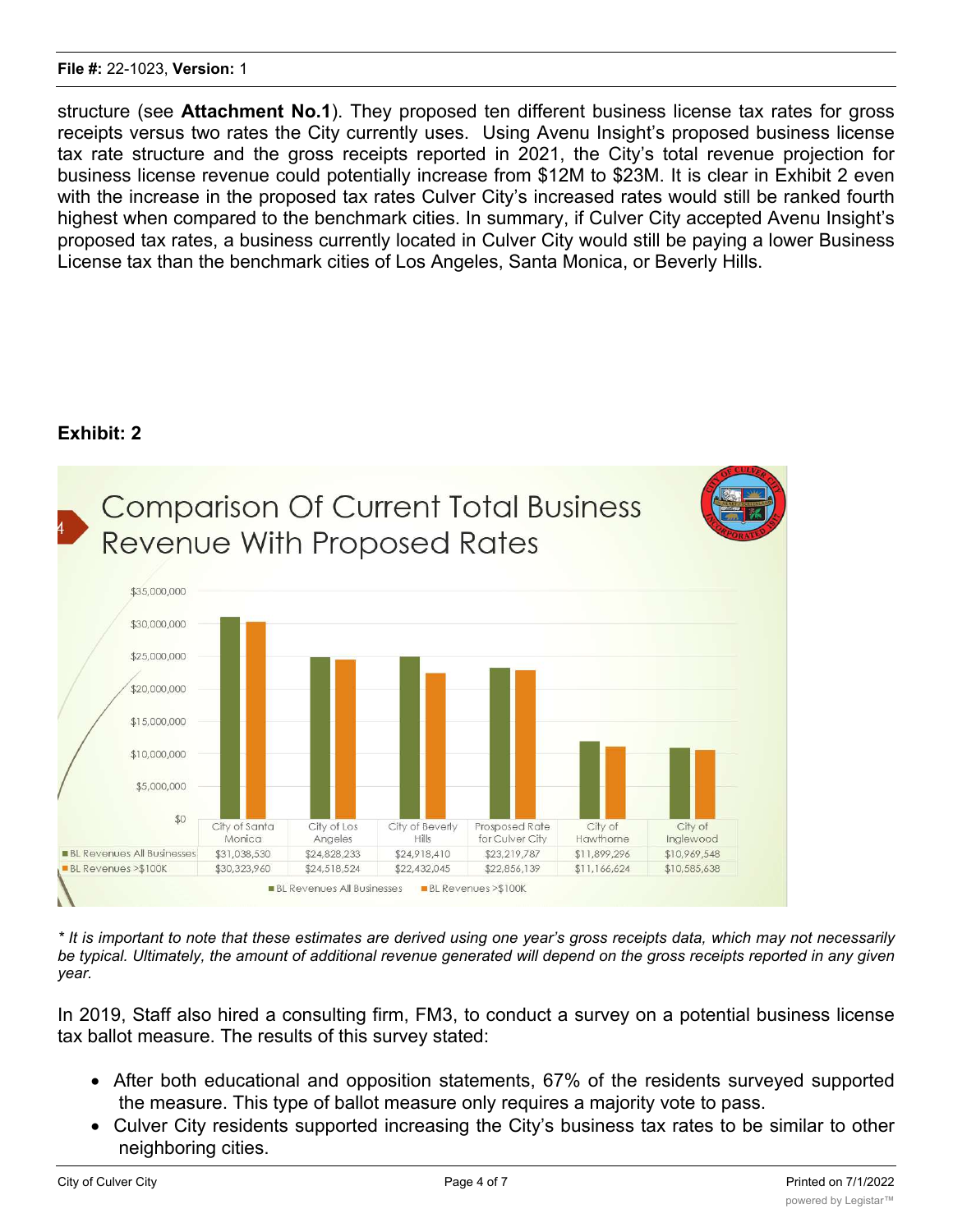structure (see **Attachment No.1**). They proposed ten different business license tax rates for gross receipts versus two rates the City currently uses. Using Avenu Insight's proposed business license tax rate structure and the gross receipts reported in 2021, the City's total revenue projection for business license revenue could potentially increase from $12M to $23M. It is clear in Exhibit 2 even with the increase in the proposed tax rates Culver City's increased rates would still be ranked fourth highest when compared to the benchmark cities. In summary, if Culver City accepted Avenu Insight's proposed tax rates, a business currently located in Culver City would still be paying a lower Business License tax than the benchmark cities of Los Angeles, Santa Monica, or Beverly Hills.

**Exhibit: 2**

## Comparison Of Current Total Business Revenue With Proposed Rates

| | City of Santa Monica | City of Los Angeles | City of Beverly Hills | Prosposed Rate for Culver City | City of Hawthorne | City of Inglewood |
|---|---|---|---|---|---|---|
| BL Revenues All Businesses | $31,038,530 | $24,828,233 | $24,918,410 | $23,219,787 | $11,899,296 | $10,969,548 |
| BL Revenues >$100K | $30,323,960 | $24,518,524 | $22,432,045 | $22,856,139 | $11,166,624 | $10,585,638 |

*\* It is important to note that these estimates are derived using one year's gross receipts data, which may not necessarily be typical. Ultimately, the amount of additional revenue generated will depend on the gross receipts reported in any given year.*

In 2019, Staff also hired a consulting firm, FM3, to conduct a survey on a potential business license tax ballot measure. The results of this survey stated:

- After both educational and opposition statements, 67% of the residents surveyed supported the measure. This type of ballot measure only requires a majority vote to pass.
- Culver City residents supported increasing the City's business tax rates to be similar to other neighboring cities.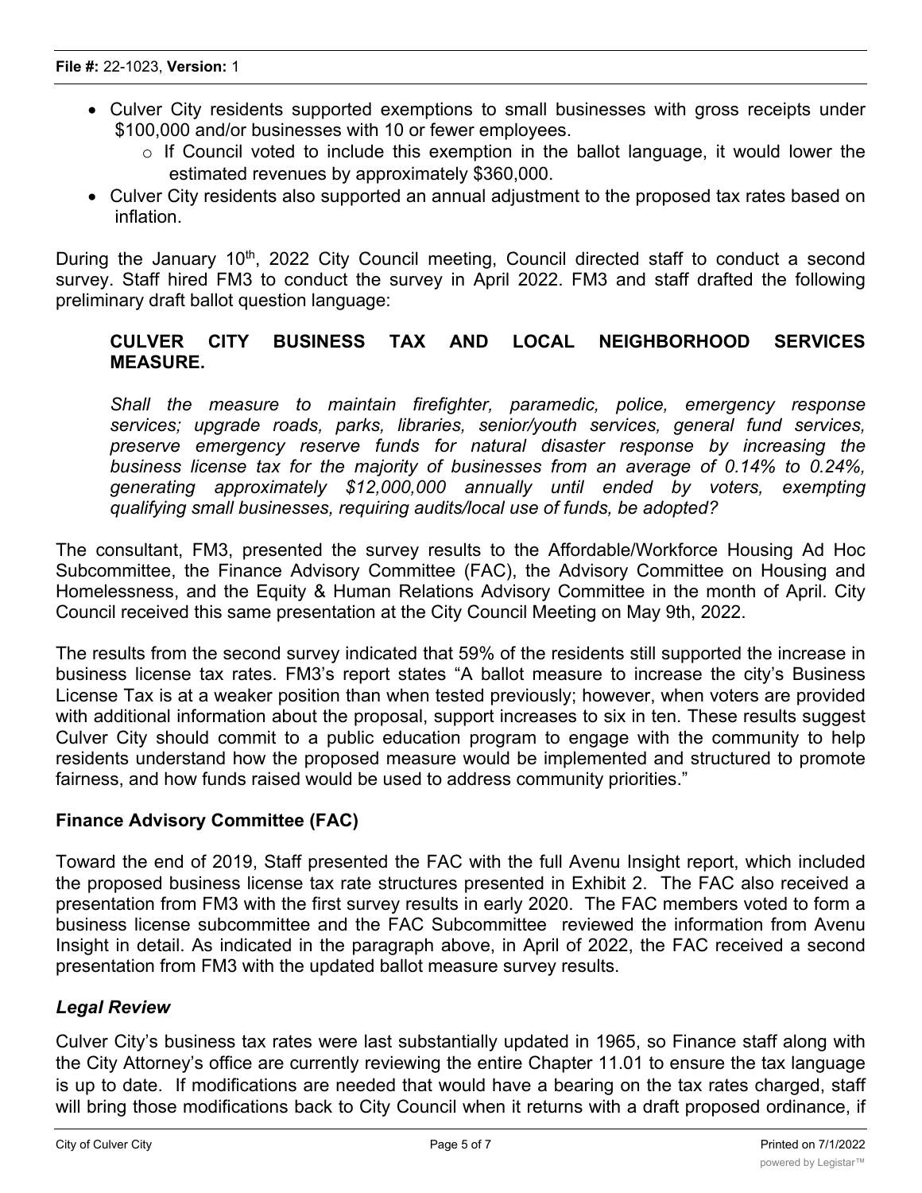- Culver City residents supported exemptions to small businesses with gross receipts under \$100,000 and/or businesses with 10 or fewer employees.
    - If Council voted to include this exemption in the ballot language, it would lower the estimated revenues by approximately \$360,000.
- Culver City residents also supported an annual adjustment to the proposed tax rates based on inflation.

During the January 10th, 2022 City Council meeting, Council directed staff to conduct a second survey. Staff hired FM3 to conduct the survey in April 2022. FM3 and staff drafted the following preliminary draft ballot question language:

> **CULVER CITY BUSINESS TAX AND LOCAL NEIGHBORHOOD SERVICES MEASURE.**
>
> *Shall the measure to maintain firefighter, paramedic, police, emergency response services; upgrade roads, parks, libraries, senior/youth services, general fund services, preserve emergency reserve funds for natural disaster response by increasing the business license tax for the majority of businesses from an average of 0.14% to 0.24%, generating approximately \$12,000,000 annually until ended by voters, exempting qualifying small businesses, requiring audits/local use of funds, be adopted?*

The consultant, FM3, presented the survey results to the Affordable/Workforce Housing Ad Hoc Subcommittee, the Finance Advisory Committee (FAC), the Advisory Committee on Housing and Homelessness, and the Equity & Human Relations Advisory Committee in the month of April. City Council received this same presentation at the City Council Meeting on May 9th, 2022.

The results from the second survey indicated that 59% of the residents still supported the increase in business license tax rates. FM3's report states "A ballot measure to increase the city's Business License Tax is at a weaker position than when tested previously; however, when voters are provided with additional information about the proposal, support increases to six in ten. These results suggest Culver City should commit to a public education program to engage with the community to help residents understand how the proposed measure would be implemented and structured to promote fairness, and how funds raised would be used to address community priorities."

**Finance Advisory Committee (FAC)**

Toward the end of 2019, Staff presented the FAC with the full Avenu Insight report, which included the proposed business license tax rate structures presented in Exhibit 2. The FAC also received a presentation from FM3 with the first survey results in early 2020. The FAC members voted to form a business license subcommittee and the FAC Subcommittee reviewed the information from Avenu Insight in detail. As indicated in the paragraph above, in April of 2022, the FAC received a second presentation from FM3 with the updated ballot measure survey results.

***Legal Review***

Culver City's business tax rates were last substantially updated in 1965, so Finance staff along with the City Attorney's office are currently reviewing the entire Chapter 11.01 to ensure the tax language is up to date. If modifications are needed that would have a bearing on the tax rates charged, staff will bring those modifications back to City Council when it returns with a draft proposed ordinance, if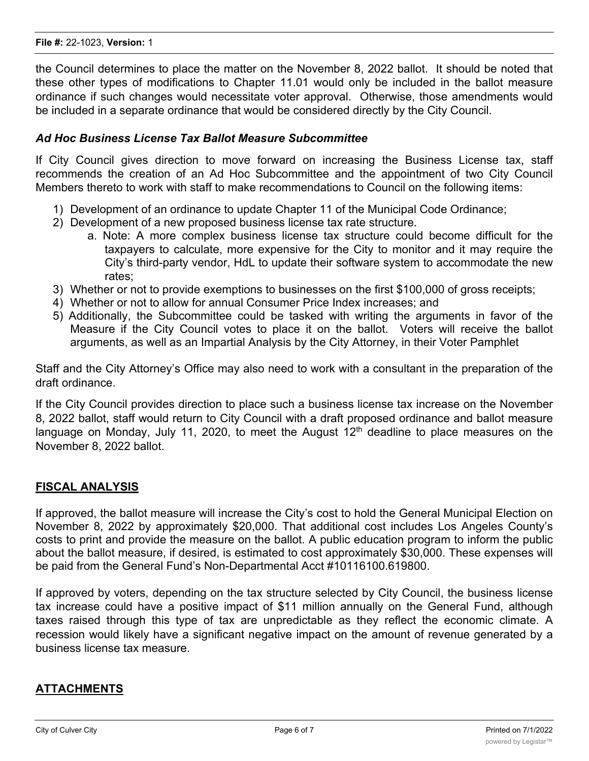the Council determines to place the matter on the November 8, 2022 ballot. It should be noted that these other types of modifications to Chapter 11.01 would only be included in the ballot measure ordinance if such changes would necessitate voter approval. Otherwise, those amendments would be included in a separate ordinance that would be considered directly by the City Council.

### *Ad Hoc Business License Tax Ballot Measure Subcommittee*

If City Council gives direction to move forward on increasing the Business License tax, staff recommends the creation of an Ad Hoc Subcommittee and the appointment of two City Council Members thereto to work with staff to make recommendations to Council on the following items:

1) Development of an ordinance to update Chapter 11 of the Municipal Code Ordinance;
2) Development of a new proposed business license tax rate structure.
    a. Note: A more complex business license tax structure could become difficult for the taxpayers to calculate, more expensive for the City to monitor and it may require the City's third-party vendor, HdL to update their software system to accommodate the new rates;
3) Whether or not to provide exemptions to businesses on the first $100,000 of gross receipts;
4) Whether or not to allow for annual Consumer Price Index increases; and
5) Additionally, the Subcommittee could be tasked with writing the arguments in favor of the Measure if the City Council votes to place it on the ballot. Voters will receive the ballot arguments, as well as an Impartial Analysis by the City Attorney, in their Voter Pamphlet

Staff and the City Attorney's Office may also need to work with a consultant in the preparation of the draft ordinance.

If the City Council provides direction to place such a business license tax increase on the November 8, 2022 ballot, staff would return to City Council with a draft proposed ordinance and ballot measure language on Monday, July 11, 2020, to meet the August 12th deadline to place measures on the November 8, 2022 ballot.

## FISCAL ANALYSIS

If approved, the ballot measure will increase the City's cost to hold the General Municipal Election on November 8, 2022 by approximately $20,000. That additional cost includes Los Angeles County's costs to print and provide the measure on the ballot. A public education program to inform the public about the ballot measure, if desired, is estimated to cost approximately $30,000. These expenses will be paid from the General Fund's Non-Departmental Acct #10116100.619800.

If approved by voters, depending on the tax structure selected by City Council, the business license tax increase could have a positive impact of $11 million annually on the General Fund, although taxes raised through this type of tax are unpredictable as they reflect the economic climate. A recession would likely have a significant negative impact on the amount of revenue generated by a business license tax measure.

## ATTACHMENTS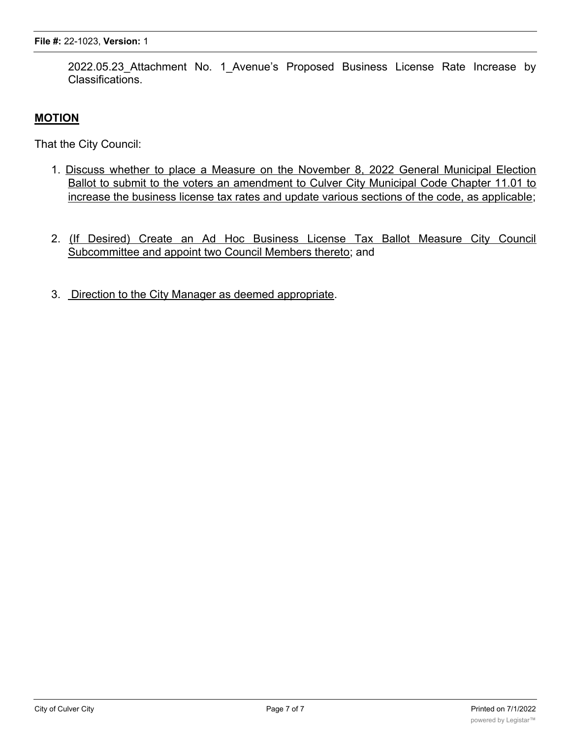2022.05.23_Attachment No. 1_Avenue's Proposed Business License Rate Increase by Classifications.

## MOTION

That the City Council:

1. Discuss whether to place a Measure on the November 8, 2022 General Municipal Election Ballot to submit to the voters an amendment to Culver City Municipal Code Chapter 11.01 to increase the business license tax rates and update various sections of the code, as applicable;

2. (If Desired) Create an Ad Hoc Business License Tax Ballot Measure City Council Subcommittee and appoint two Council Members thereto; and

3. Direction to the City Manager as deemed appropriate.